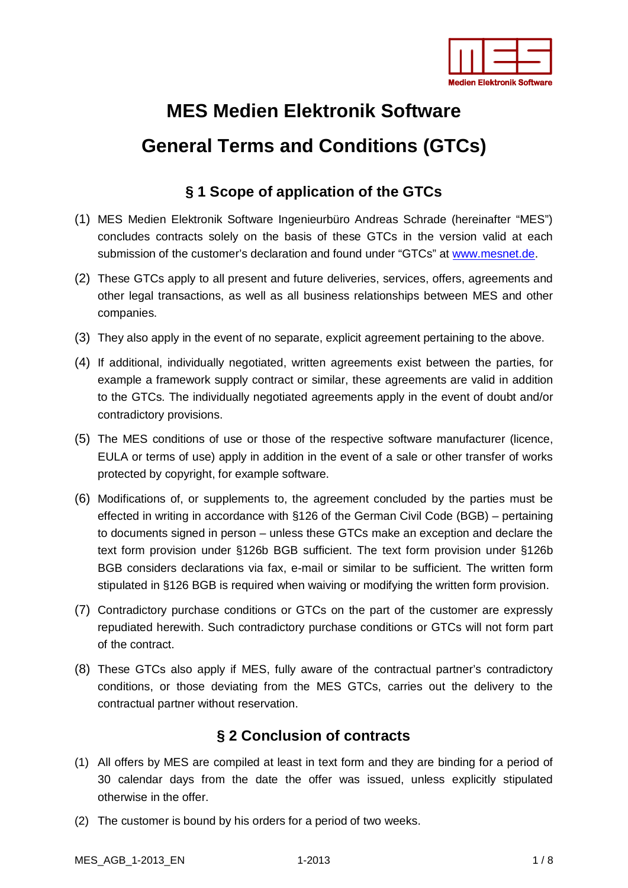# MES Medien Elektronik Software

# General Terms and Conditions (GTCs)

## § 1 Scope of application of the GTCs

(1) MES Medien Elektronik Software Ingenieurbüro Andreas Schrade (hereinafter "MES") concludes contracts solely on the basis of these GTCs in the version valid at each submission of the customer's declaration and found under "GTCs" at www.mesnet.de.

(2) These GTCs apply to all present and future deliveries, services, offers, agreements and other legal transactions, as well as all business relationships between MES and other companies.

(3) They also apply in the event of no separate, explicit agreement pertaining to the above.

(4) If additional, individually negotiated, written agreements exist between the parties, for example a framework supply contract or similar, these agreements are valid in addition to the GTCs. The individually negotiated agreements apply in the event of doubt and/or contradictory provisions.

(5) The MES conditions of use or those of the respective software manufacturer (licence, EULA or terms of use) apply in addition in the event of a sale or other transfer of works protected by copyright, for example software.

(6) Modifications of, or supplements to, the agreement concluded by the parties must be effected in writing in accordance with §126 of the German Civil Code (BGB) – pertaining to documents signed in person – unless these GTCs make an exception and declare the text form provision under §126b BGB sufficient. The text form provision under §126b BGB considers declarations via fax, e-mail or similar to be sufficient. The written form stipulated in §126 BGB is required when waiving or modifying the written form provision.

(7) Contradictory purchase conditions or GTCs on the part of the customer are expressly repudiated herewith. Such contradictory purchase conditions or GTCs will not form part of the contract.

(8) These GTCs also apply if MES, fully aware of the contractual partner's contradictory conditions, or those deviating from the MES GTCs, carries out the delivery to the contractual partner without reservation.

## § 2 Conclusion of contracts

(1) All offers by MES are compiled at least in text form and they are binding for a period of 30 calendar days from the date the offer was issued, unless explicitly stipulated otherwise in the offer.

(2) The customer is bound by his orders for a period of two weeks.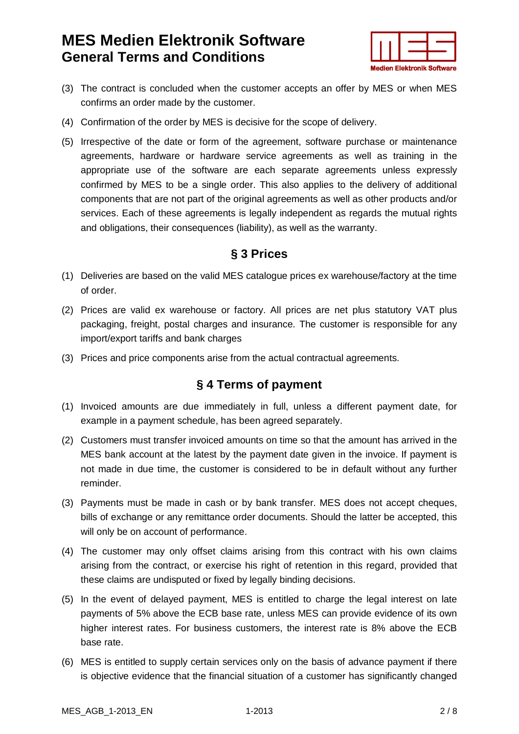(3) The contract is concluded when the customer accepts an offer by MES or when MES confirms an order made by the customer.

(4) Confirmation of the order by MES is decisive for the scope of delivery.

(5) Irrespective of the date or form of the agreement, software purchase or maintenance agreements, hardware or hardware service agreements as well as training in the appropriate use of the software are each separate agreements unless expressly confirmed by MES to be a single order. This also applies to the delivery of additional components that are not part of the original agreements as well as other products and/or services. Each of these agreements is legally independent as regards the mutual rights and obligations, their consequences (liability), as well as the warranty.

## § 3 Prices

(1) Deliveries are based on the valid MES catalogue prices ex warehouse/factory at the time of order.

(2) Prices are valid ex warehouse or factory. All prices are net plus statutory VAT plus packaging, freight, postal charges and insurance. The customer is responsible for any import/export tariffs and bank charges

(3) Prices and price components arise from the actual contractual agreements.

## § 4 Terms of payment

(1) Invoiced amounts are due immediately in full, unless a different payment date, for example in a payment schedule, has been agreed separately.

(2) Customers must transfer invoiced amounts on time so that the amount has arrived in the MES bank account at the latest by the payment date given in the invoice. If payment is not made in due time, the customer is considered to be in default without any further reminder.

(3) Payments must be made in cash or by bank transfer. MES does not accept cheques, bills of exchange or any remittance order documents. Should the latter be accepted, this will only be on account of performance.

(4) The customer may only offset claims arising from this contract with his own claims arising from the contract, or exercise his right of retention in this regard, provided that these claims are undisputed or fixed by legally binding decisions.

(5) In the event of delayed payment, MES is entitled to charge the legal interest on late payments of 5% above the ECB base rate, unless MES can provide evidence of its own higher interest rates. For business customers, the interest rate is 8% above the ECB base rate.

(6) MES is entitled to supply certain services only on the basis of advance payment if there is objective evidence that the financial situation of a customer has significantly changed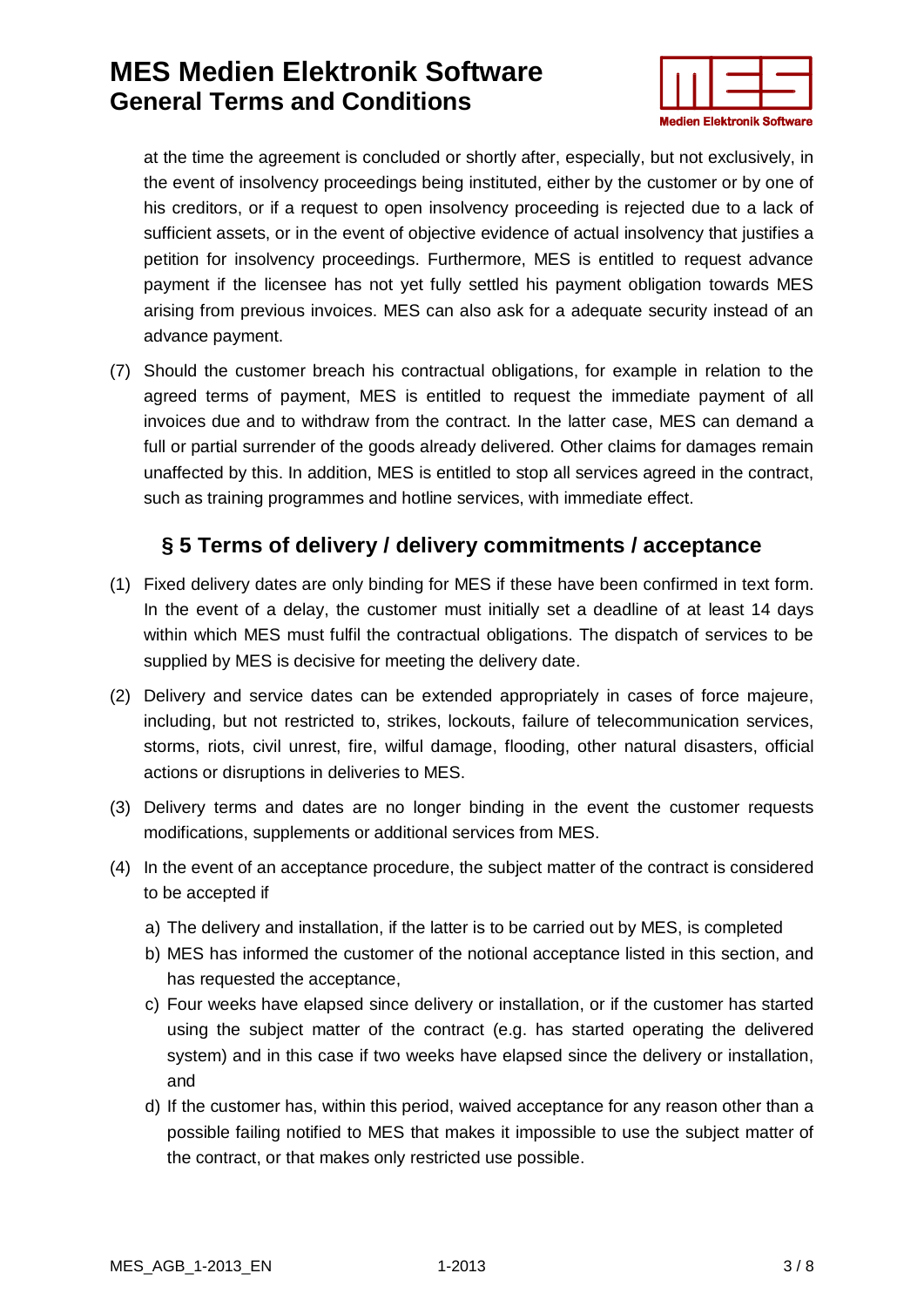at the time the agreement is concluded or shortly after, especially, but not exclusively, in the event of insolvency proceedings being instituted, either by the customer or by one of his creditors, or if a request to open insolvency proceeding is rejected due to a lack of sufficient assets, or in the event of objective evidence of actual insolvency that justifies a petition for insolvency proceedings. Furthermore, MES is entitled to request advance payment if the licensee has not yet fully settled his payment obligation towards MES arising from previous invoices. MES can also ask for a adequate security instead of an advance payment.

(7) Should the customer breach his contractual obligations, for example in relation to the agreed terms of payment, MES is entitled to request the immediate payment of all invoices due and to withdraw from the contract. In the latter case, MES can demand a full or partial surrender of the goods already delivered. Other claims for damages remain unaffected by this. In addition, MES is entitled to stop all services agreed in the contract, such as training programmes and hotline services, with immediate effect.

## § 5 Terms of delivery / delivery commitments / acceptance

(1) Fixed delivery dates are only binding for MES if these have been confirmed in text form. In the event of a delay, the customer must initially set a deadline of at least 14 days within which MES must fulfil the contractual obligations. The dispatch of services to be supplied by MES is decisive for meeting the delivery date.

(2) Delivery and service dates can be extended appropriately in cases of force majeure, including, but not restricted to, strikes, lockouts, failure of telecommunication services, storms, riots, civil unrest, fire, wilful damage, flooding, other natural disasters, official actions or disruptions in deliveries to MES.

(3) Delivery terms and dates are no longer binding in the event the customer requests modifications, supplements or additional services from MES.

(4) In the event of an acceptance procedure, the subject matter of the contract is considered to be accepted if

a) The delivery and installation, if the latter is to be carried out by MES, is completed

b) MES has informed the customer of the notional acceptance listed in this section, and has requested the acceptance,

c) Four weeks have elapsed since delivery or installation, or if the customer has started using the subject matter of the contract (e.g. has started operating the delivered system) and in this case if two weeks have elapsed since the delivery or installation, and

d) If the customer has, within this period, waived acceptance for any reason other than a possible failing notified to MES that makes it impossible to use the subject matter of the contract, or that makes only restricted use possible.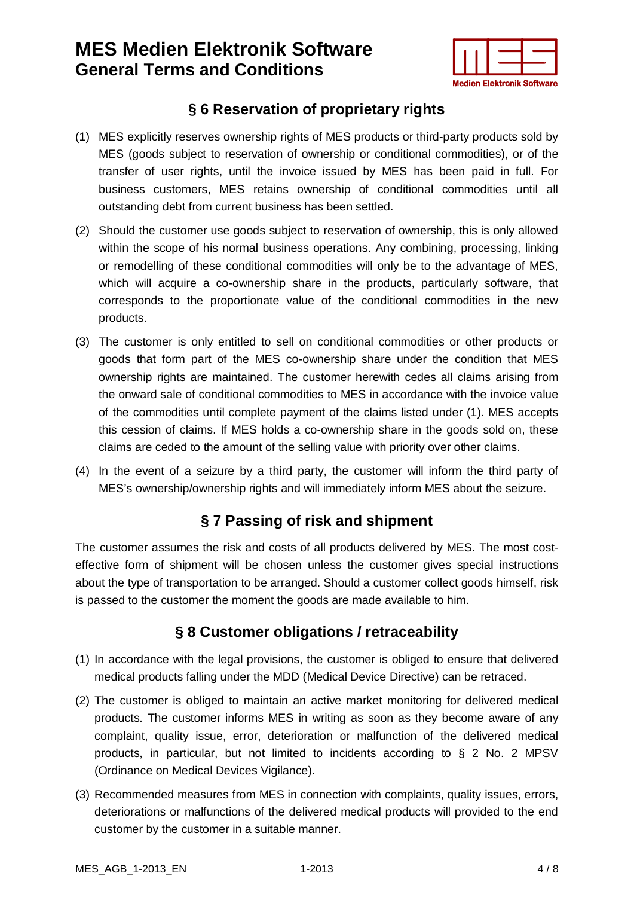## § 6 Reservation of proprietary rights

(1) MES explicitly reserves ownership rights of MES products or third-party products sold by MES (goods subject to reservation of ownership or conditional commodities), or of the transfer of user rights, until the invoice issued by MES has been paid in full. For business customers, MES retains ownership of conditional commodities until all outstanding debt from current business has been settled.

(2) Should the customer use goods subject to reservation of ownership, this is only allowed within the scope of his normal business operations. Any combining, processing, linking or remodelling of these conditional commodities will only be to the advantage of MES, which will acquire a co-ownership share in the products, particularly software, that corresponds to the proportionate value of the conditional commodities in the new products.

(3) The customer is only entitled to sell on conditional commodities or other products or goods that form part of the MES co-ownership share under the condition that MES ownership rights are maintained. The customer herewith cedes all claims arising from the onward sale of conditional commodities to MES in accordance with the invoice value of the commodities until complete payment of the claims listed under (1). MES accepts this cession of claims. If MES holds a co-ownership share in the goods sold on, these claims are ceded to the amount of the selling value with priority over other claims.

(4) In the event of a seizure by a third party, the customer will inform the third party of MES's ownership/ownership rights and will immediately inform MES about the seizure.

## § 7 Passing of risk and shipment

The customer assumes the risk and costs of all products delivered by MES. The most cost-effective form of shipment will be chosen unless the customer gives special instructions about the type of transportation to be arranged. Should a customer collect goods himself, risk is passed to the customer the moment the goods are made available to him.

## § 8 Customer obligations / retraceability

(1) In accordance with the legal provisions, the customer is obliged to ensure that delivered medical products falling under the MDD (Medical Device Directive) can be retraced.

(2) The customer is obliged to maintain an active market monitoring for delivered medical products. The customer informs MES in writing as soon as they become aware of any complaint, quality issue, error, deterioration or malfunction of the delivered medical products, in particular, but not limited to incidents according to § 2 No. 2 MPSV (Ordinance on Medical Devices Vigilance).

(3) Recommended measures from MES in connection with complaints, quality issues, errors, deteriorations or malfunctions of the delivered medical products will provided to the end customer by the customer in a suitable manner.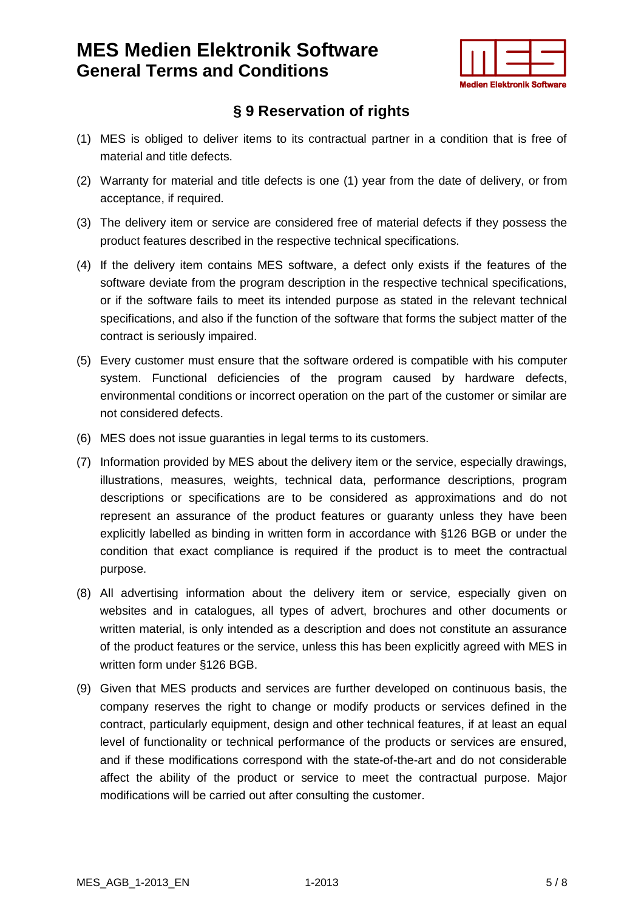## § 9 Reservation of rights

(1) MES is obliged to deliver items to its contractual partner in a condition that is free of material and title defects.

(2) Warranty for material and title defects is one (1) year from the date of delivery, or from acceptance, if required.

(3) The delivery item or service are considered free of material defects if they possess the product features described in the respective technical specifications.

(4) If the delivery item contains MES software, a defect only exists if the features of the software deviate from the program description in the respective technical specifications, or if the software fails to meet its intended purpose as stated in the relevant technical specifications, and also if the function of the software that forms the subject matter of the contract is seriously impaired.

(5) Every customer must ensure that the software ordered is compatible with his computer system. Functional deficiencies of the program caused by hardware defects, environmental conditions or incorrect operation on the part of the customer or similar are not considered defects.

(6) MES does not issue guaranties in legal terms to its customers.

(7) Information provided by MES about the delivery item or the service, especially drawings, illustrations, measures, weights, technical data, performance descriptions, program descriptions or specifications are to be considered as approximations and do not represent an assurance of the product features or guaranty unless they have been explicitly labelled as binding in written form in accordance with §126 BGB or under the condition that exact compliance is required if the product is to meet the contractual purpose.

(8) All advertising information about the delivery item or service, especially given on websites and in catalogues, all types of advert, brochures and other documents or written material, is only intended as a description and does not constitute an assurance of the product features or the service, unless this has been explicitly agreed with MES in written form under §126 BGB.

(9) Given that MES products and services are further developed on continuous basis, the company reserves the right to change or modify products or services defined in the contract, particularly equipment, design and other technical features, if at least an equal level of functionality or technical performance of the products or services are ensured, and if these modifications correspond with the state-of-the-art and do not considerable affect the ability of the product or service to meet the contractual purpose. Major modifications will be carried out after consulting the customer.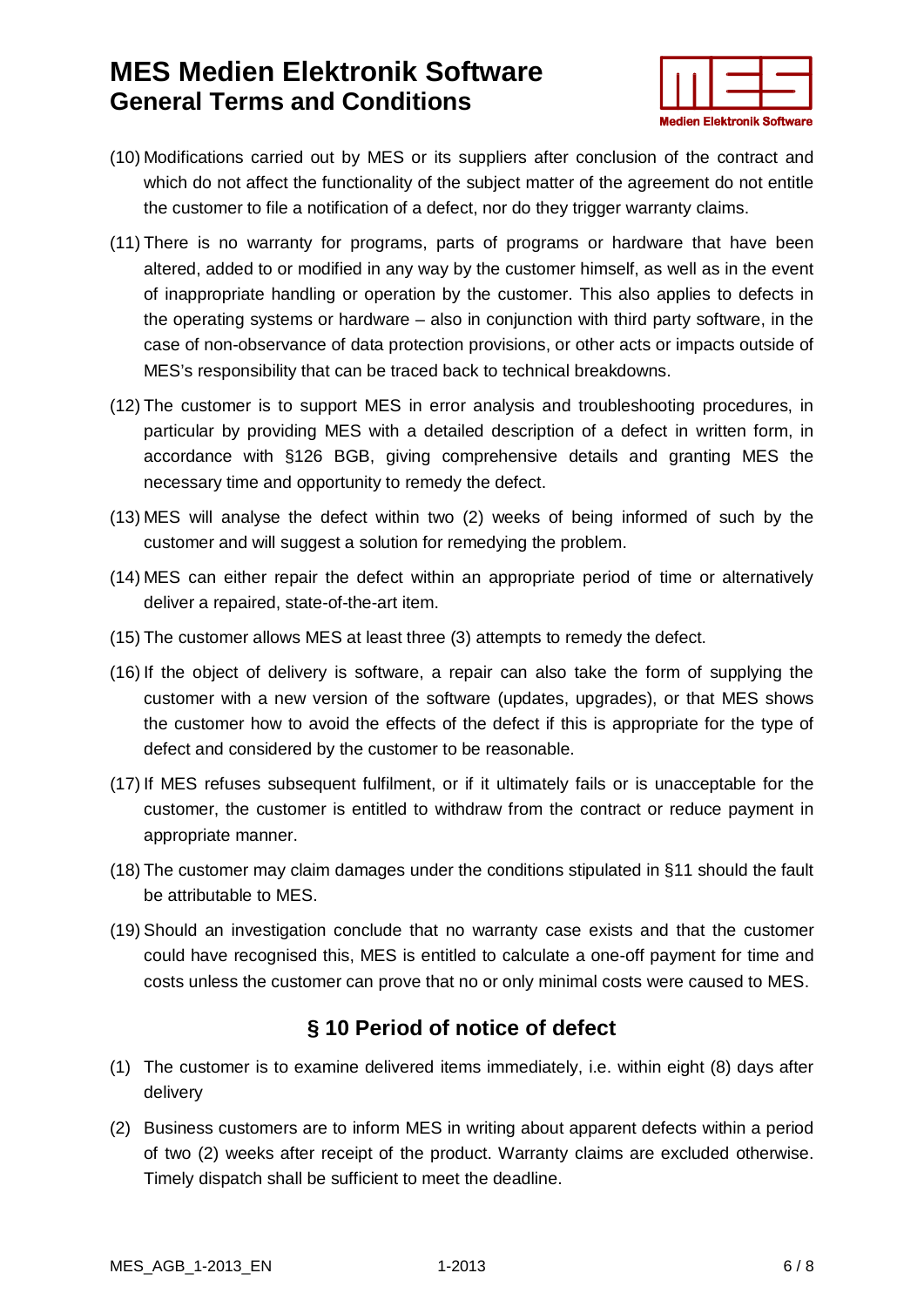(10) Modifications carried out by MES or its suppliers after conclusion of the contract and which do not affect the functionality of the subject matter of the agreement do not entitle the customer to file a notification of a defect, nor do they trigger warranty claims.

(11) There is no warranty for programs, parts of programs or hardware that have been altered, added to or modified in any way by the customer himself, as well as in the event of inappropriate handling or operation by the customer. This also applies to defects in the operating systems or hardware – also in conjunction with third party software, in the case of non-observance of data protection provisions, or other acts or impacts outside of MES's responsibility that can be traced back to technical breakdowns.

(12) The customer is to support MES in error analysis and troubleshooting procedures, in particular by providing MES with a detailed description of a defect in written form, in accordance with §126 BGB, giving comprehensive details and granting MES the necessary time and opportunity to remedy the defect.

(13) MES will analyse the defect within two (2) weeks of being informed of such by the customer and will suggest a solution for remedying the problem.

(14) MES can either repair the defect within an appropriate period of time or alternatively deliver a repaired, state-of-the-art item.

(15) The customer allows MES at least three (3) attempts to remedy the defect.

(16) If the object of delivery is software, a repair can also take the form of supplying the customer with a new version of the software (updates, upgrades), or that MES shows the customer how to avoid the effects of the defect if this is appropriate for the type of defect and considered by the customer to be reasonable.

(17) If MES refuses subsequent fulfilment, or if it ultimately fails or is unacceptable for the customer, the customer is entitled to withdraw from the contract or reduce payment in appropriate manner.

(18) The customer may claim damages under the conditions stipulated in §11 should the fault be attributable to MES.

(19) Should an investigation conclude that no warranty case exists and that the customer could have recognised this, MES is entitled to calculate a one-off payment for time and costs unless the customer can prove that no or only minimal costs were caused to MES.

## § 10 Period of notice of defect

(1) The customer is to examine delivered items immediately, i.e. within eight (8) days after delivery

(2) Business customers are to inform MES in writing about apparent defects within a period of two (2) weeks after receipt of the product. Warranty claims are excluded otherwise. Timely dispatch shall be sufficient to meet the deadline.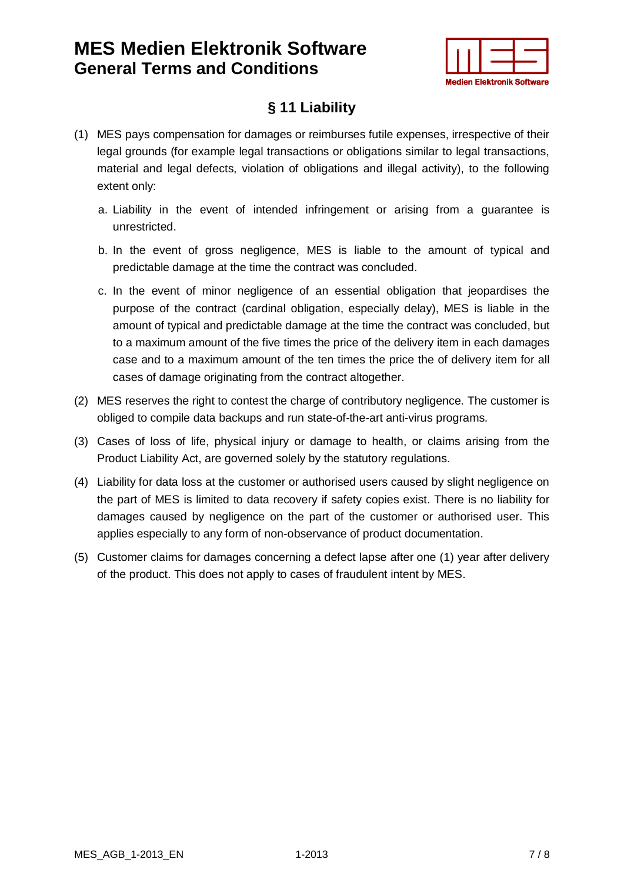## § 11 Liability

(1) MES pays compensation for damages or reimburses futile expenses, irrespective of their legal grounds (for example legal transactions or obligations similar to legal transactions, material and legal defects, violation of obligations and illegal activity), to the following extent only:

   a. Liability in the event of intended infringement or arising from a guarantee is unrestricted.

   b. In the event of gross negligence, MES is liable to the amount of typical and predictable damage at the time the contract was concluded.

   c. In the event of minor negligence of an essential obligation that jeopardises the purpose of the contract (cardinal obligation, especially delay), MES is liable in the amount of typical and predictable damage at the time the contract was concluded, but to a maximum amount of the five times the price of the delivery item in each damages case and to a maximum amount of the ten times the price the of delivery item for all cases of damage originating from the contract altogether.

(2) MES reserves the right to contest the charge of contributory negligence. The customer is obliged to compile data backups and run state-of-the-art anti-virus programs.

(3) Cases of loss of life, physical injury or damage to health, or claims arising from the Product Liability Act, are governed solely by the statutory regulations.

(4) Liability for data loss at the customer or authorised users caused by slight negligence on the part of MES is limited to data recovery if safety copies exist. There is no liability for damages caused by negligence on the part of the customer or authorised user. This applies especially to any form of non-observance of product documentation.

(5) Customer claims for damages concerning a defect lapse after one (1) year after delivery of the product. This does not apply to cases of fraudulent intent by MES.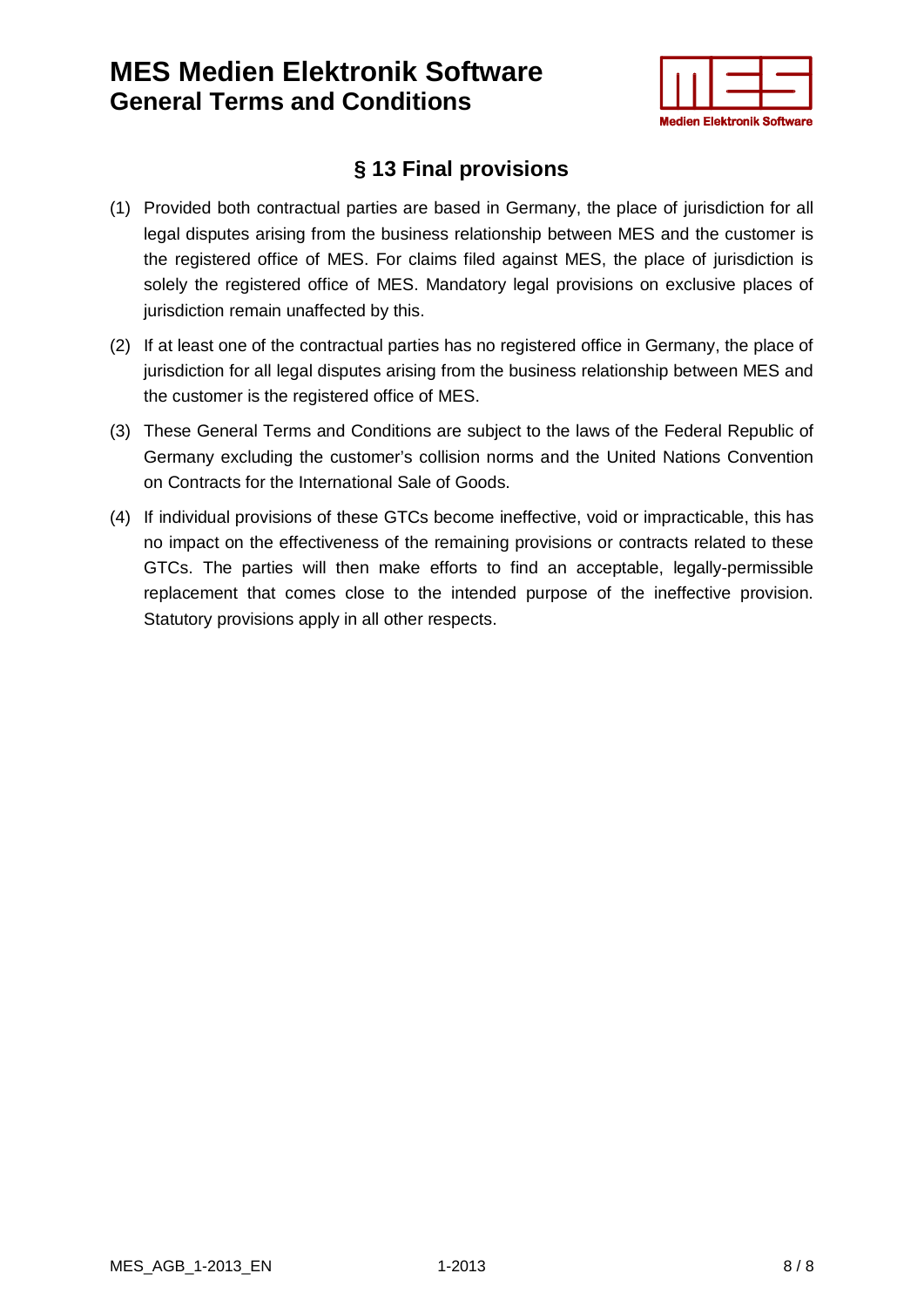## § 13 Final provisions

(1) Provided both contractual parties are based in Germany, the place of jurisdiction for all legal disputes arising from the business relationship between MES and the customer is the registered office of MES. For claims filed against MES, the place of jurisdiction is solely the registered office of MES. Mandatory legal provisions on exclusive places of jurisdiction remain unaffected by this.

(2) If at least one of the contractual parties has no registered office in Germany, the place of jurisdiction for all legal disputes arising from the business relationship between MES and the customer is the registered office of MES.

(3) These General Terms and Conditions are subject to the laws of the Federal Republic of Germany excluding the customer's collision norms and the United Nations Convention on Contracts for the International Sale of Goods.

(4) If individual provisions of these GTCs become ineffective, void or impracticable, this has no impact on the effectiveness of the remaining provisions or contracts related to these GTCs. The parties will then make efforts to find an acceptable, legally-permissible replacement that comes close to the intended purpose of the ineffective provision. Statutory provisions apply in all other respects.